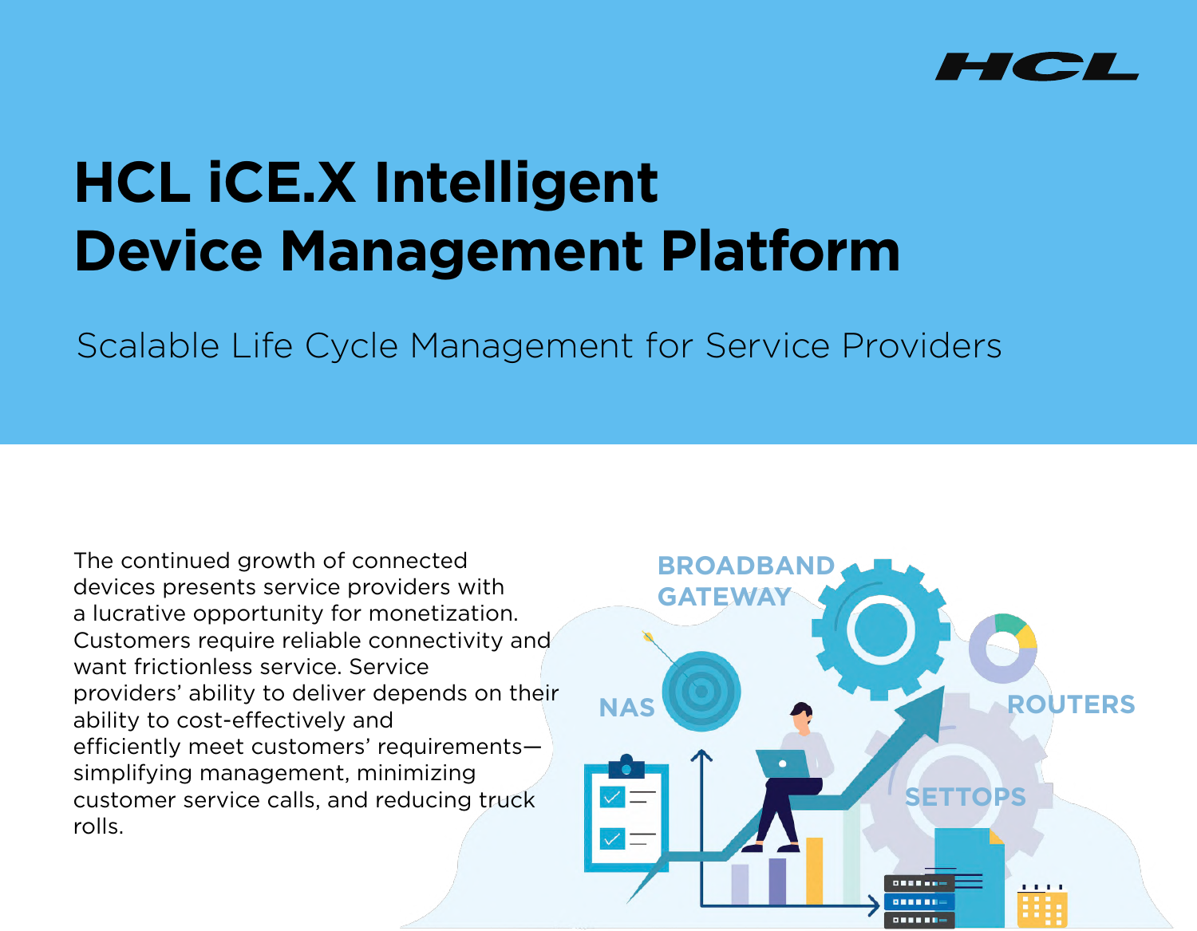# HCL iCE.X Intelligent Device Management Platform

Scalable Life Cycle Management for Service Providers

The continued growth of connected devices presents service providers with a lucrative opportunity for monetization. Customers require reliable connectivity and want frictionless service. Service providers' ability to deliver depends on their ability to cost-effectively and efficiently meet customers' requirements—simplifying management, minimizing customer service calls, and reducing truck rolls.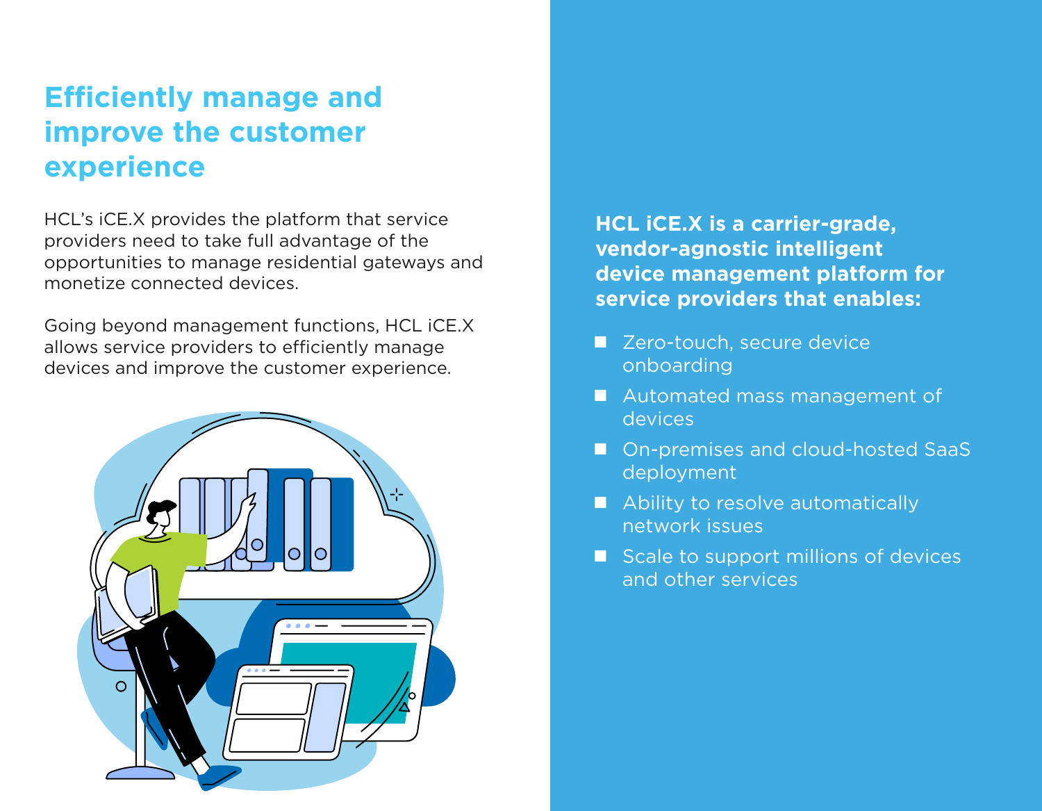## Efficiently manage and improve the customer experience

HCL's iCE.X provides the platform that service providers need to take full advantage of the opportunities to manage residential gateways and monetize connected devices.

Going beyond management functions, HCL iCE.X allows service providers to efficiently manage devices and improve the customer experience.

**HCL iCE.X is a carrier-grade, vendor-agnostic intelligent device management platform for service providers that enables:**

- Zero-touch, secure device onboarding
- Automated mass management of devices
- On-premises and cloud-hosted SaaS deployment
- Ability to resolve automatically network issues
- Scale to support millions of devices and other services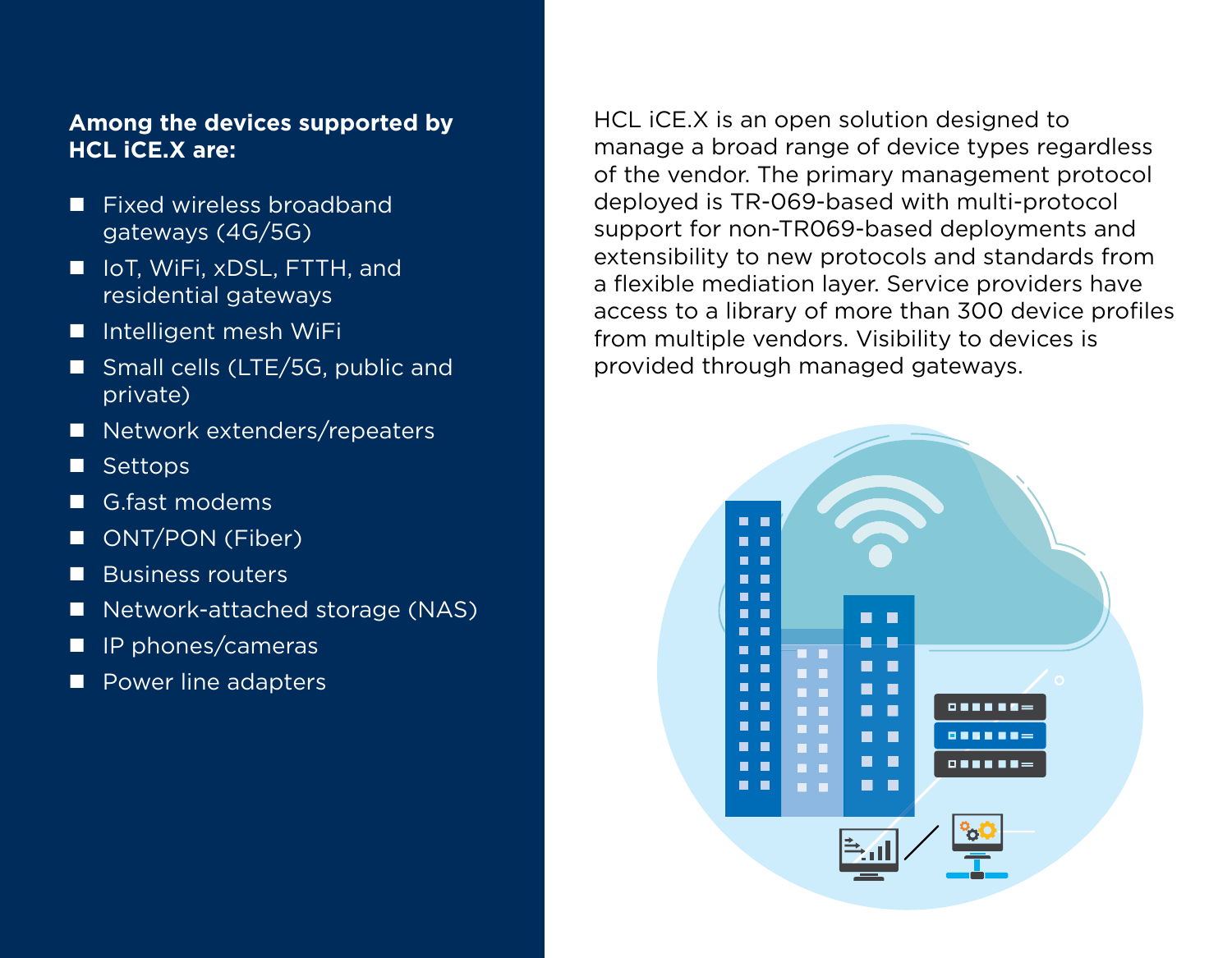**Among the devices supported by HCL iCE.X are:**

- Fixed wireless broadband gateways (4G/5G)
- IoT, WiFi, xDSL, FTTH, and residential gateways
- Intelligent mesh WiFi
- Small cells (LTE/5G, public and private)
- Network extenders/repeaters
- Settops
- G.fast modems
- ONT/PON (Fiber)
- Business routers
- Network-attached storage (NAS)
- IP phones/cameras
- Power line adapters

HCL iCE.X is an open solution designed to manage a broad range of device types regardless of the vendor. The primary management protocol deployed is TR-069-based with multi-protocol support for non-TR069-based deployments and extensibility to new protocols and standards from a flexible mediation layer. Service providers have access to a library of more than 300 device profiles from multiple vendors. Visibility to devices is provided through managed gateways.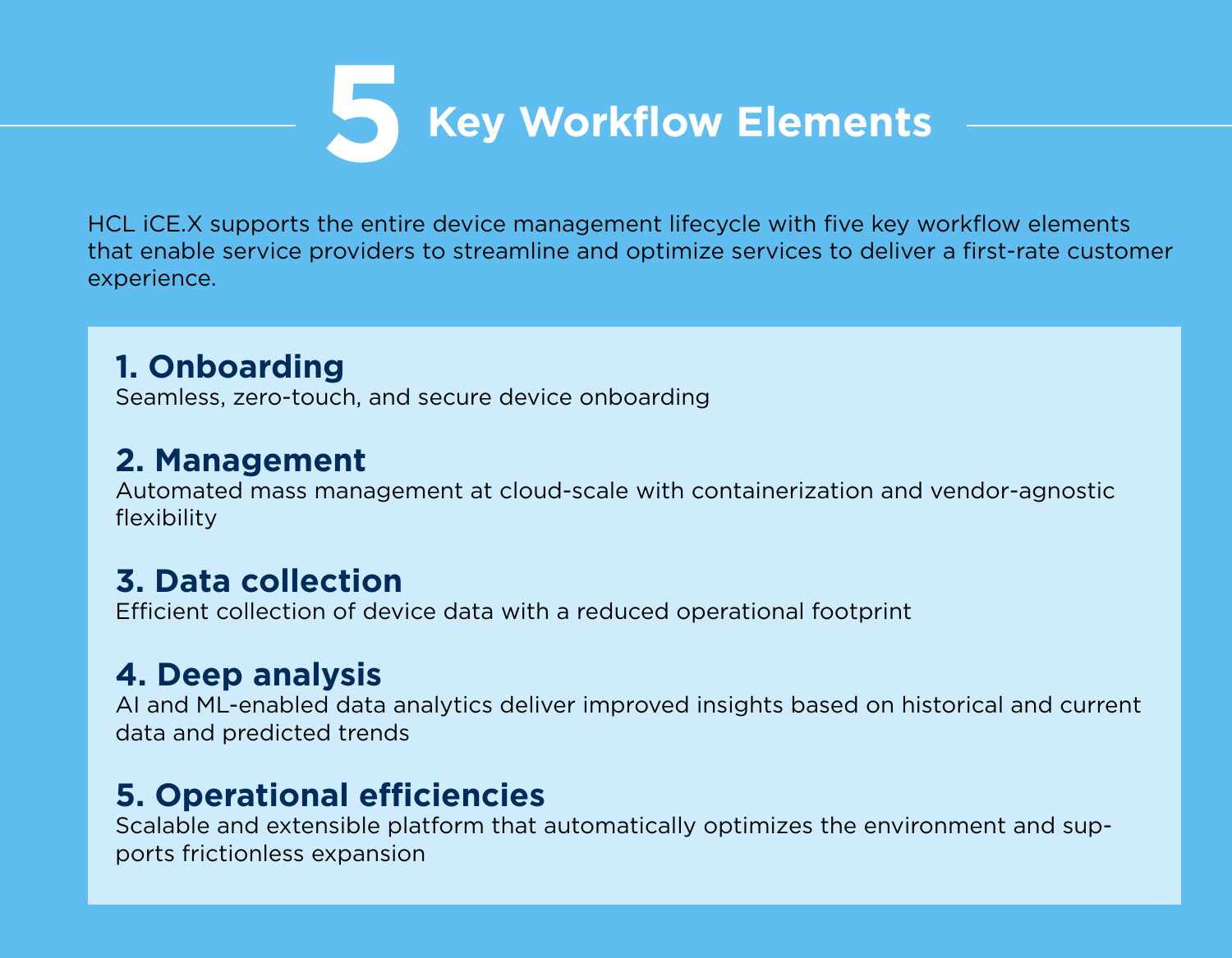# 5 Key Workflow Elements

HCL iCE.X supports the entire device management lifecycle with five key workflow elements that enable service providers to streamline and optimize services to deliver a first-rate customer experience.

## 1. Onboarding

Seamless, zero-touch, and secure device onboarding

## 2. Management

Automated mass management at cloud-scale with containerization and vendor-agnostic flexibility

## 3. Data collection

Efficient collection of device data with a reduced operational footprint

## 4. Deep analysis

AI and ML-enabled data analytics deliver improved insights based on historical and current data and predicted trends

## 5. Operational efficiencies

Scalable and extensible platform that automatically optimizes the environment and supports frictionless expansion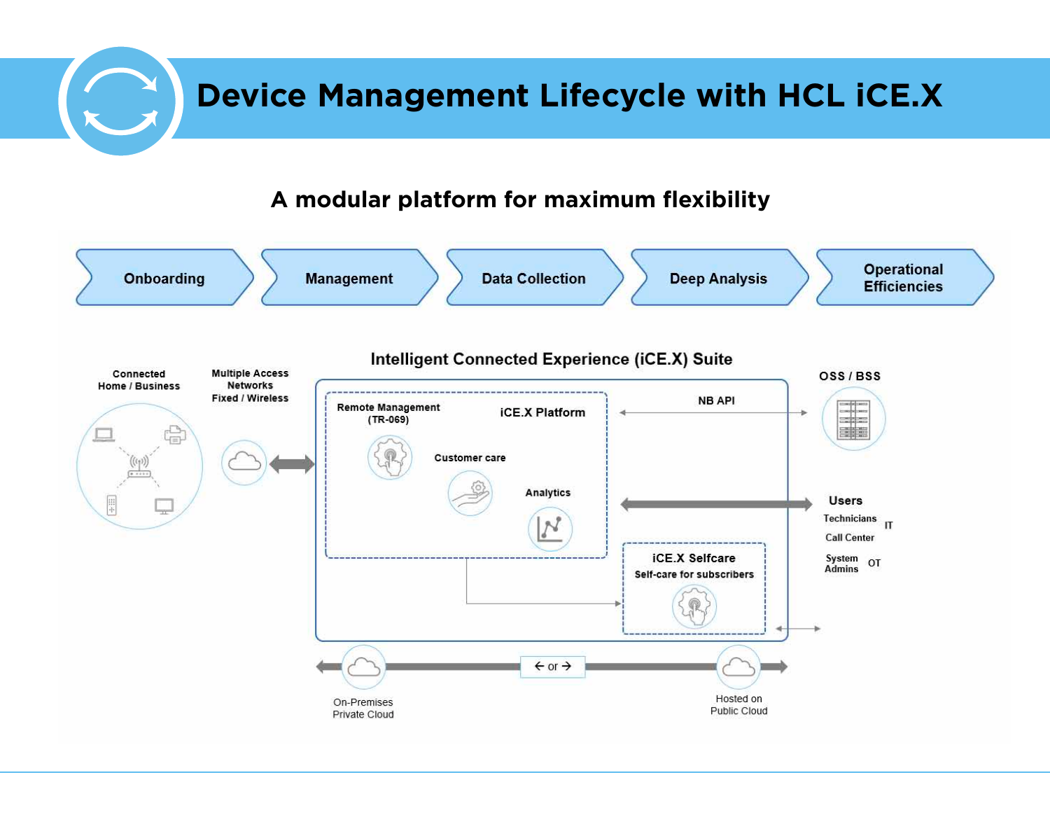# Device Management Lifecycle with HCL iCE.X

## A modular platform for maximum flexibility

Onboarding → Management → Data Collection → Deep Analysis → Operational Efficiencies

**Intelligent Connected Experience (iCE.X) Suite**

Connected Home / Business

Multiple Access Networks Fixed / Wireless

iCE.X Platform
- Remote Management (TR-069)
- Customer care
- Analytics

iCE.X Selfcare
Self-care for subscribers

NB API

OSS / BSS

Users
- Technicians
- Call Center
- System Admins

IT

OT

On-Premises Private Cloud ← or → Hosted on Public Cloud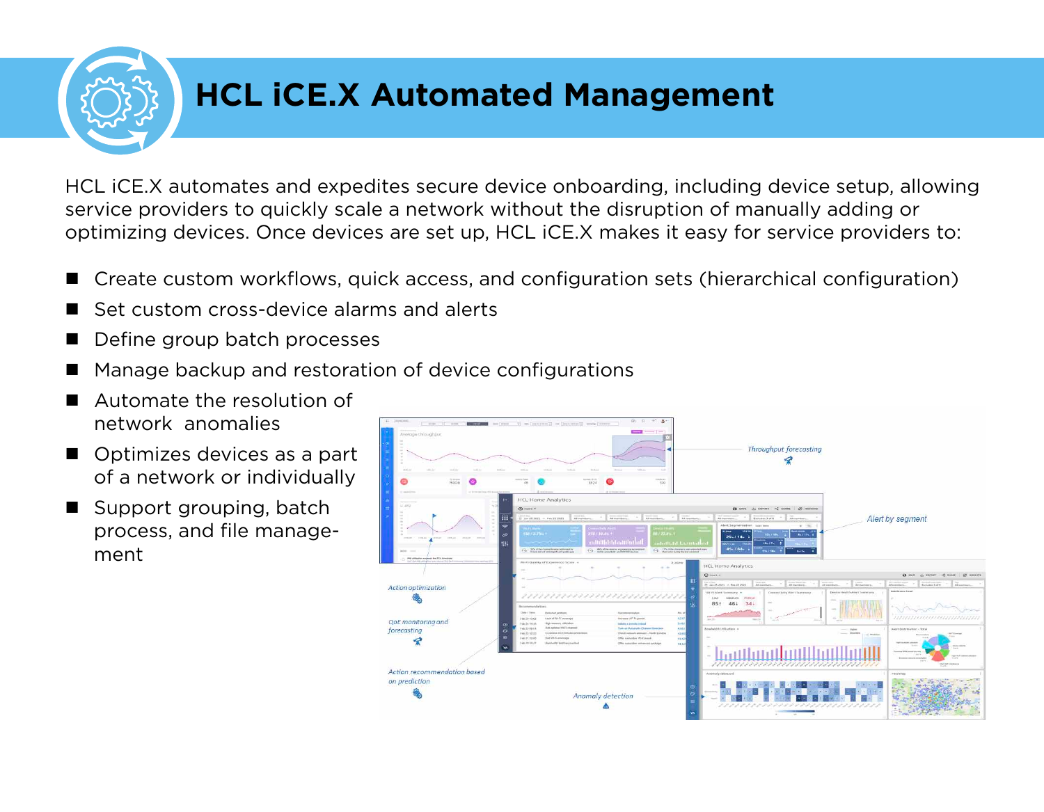# HCL iCE.X Automated Management

HCL iCE.X automates and expedites secure device onboarding, including device setup, allowing service providers to quickly scale a network without the disruption of manually adding or optimizing devices. Once devices are set up, HCL iCE.X makes it easy for service providers to:

- Create custom workflows, quick access, and configuration sets (hierarchical configuration)
- Set custom cross-device alarms and alerts
- Define group batch processes
- Manage backup and restoration of device configurations
- Automate the resolution of network anomalies
- Optimizes devices as a part of a network or individually
- Support grouping, batch process, and file management

Throughput forecasting

Alert by segment

Action optimization

QoE monitoring and forecasting

Action recommendation based on prediction

Anomaly detection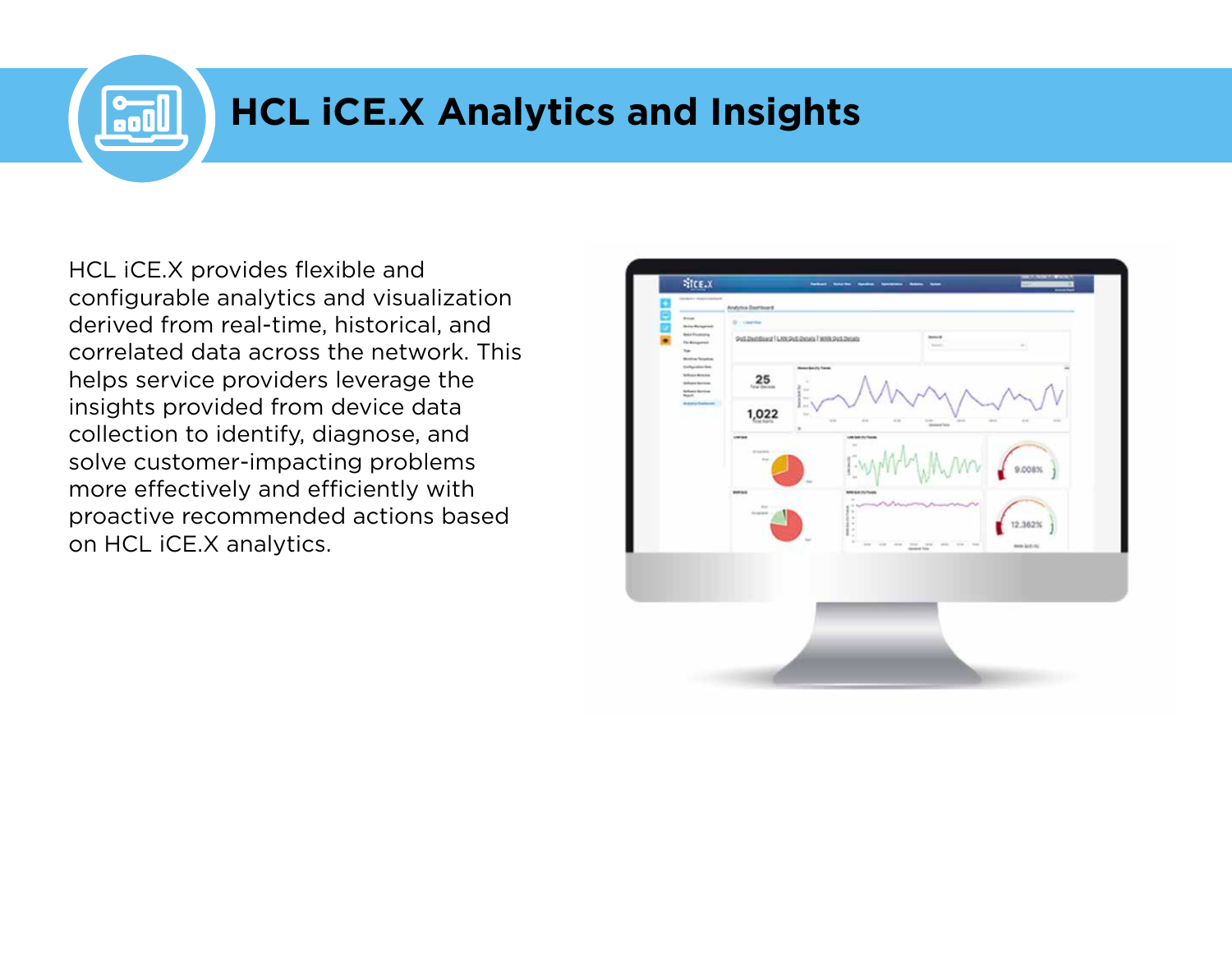# HCL iCE.X Analytics and Insights

HCL iCE.X provides flexible and configurable analytics and visualization derived from real-time, historical, and correlated data across the network. This helps service providers leverage the insights provided from device data collection to identify, diagnose, and solve customer-impacting problems more effectively and efficiently with proactive recommended actions based on HCL iCE.X analytics.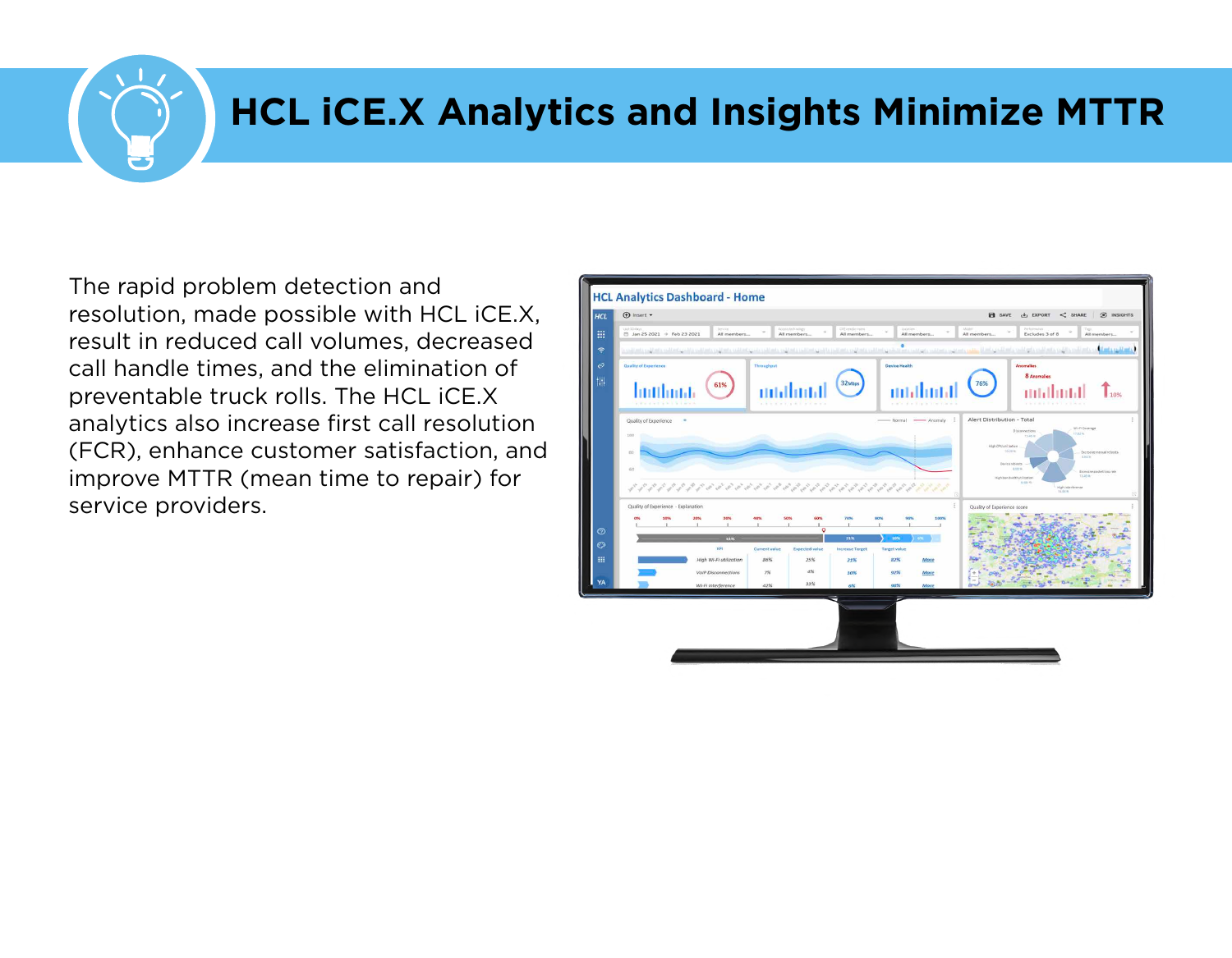# HCL iCE.X Analytics and Insights Minimize MTTR

The rapid problem detection and resolution, made possible with HCL iCE.X, result in reduced call volumes, decreased call handle times, and the elimination of preventable truck rolls. The HCL iCE.X analytics also increase first call resolution (FCR), enhance customer satisfaction, and improve MTTR (mean time to repair) for service providers.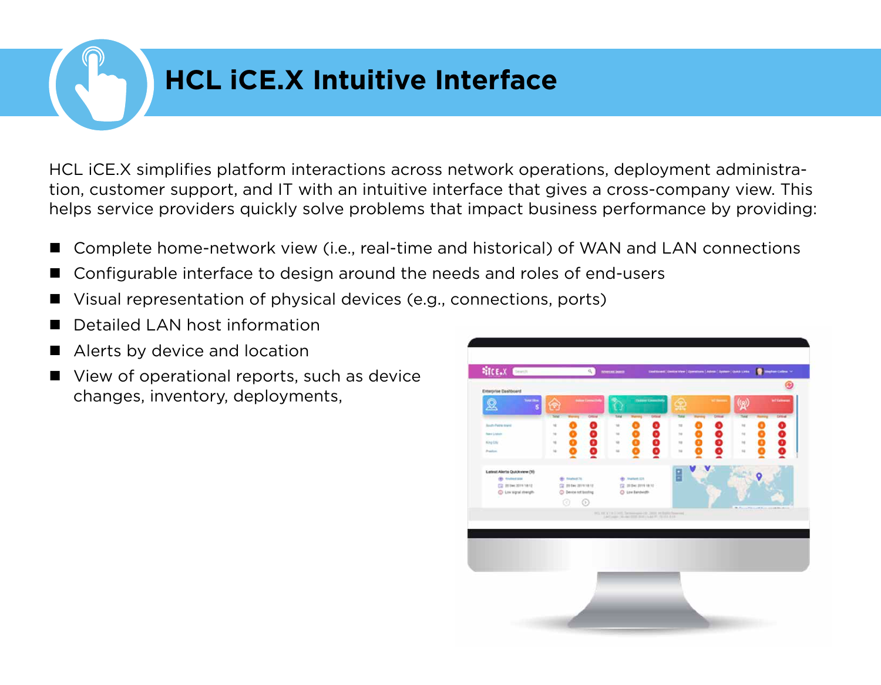# HCL iCE.X Intuitive Interface

HCL iCE.X simplifies platform interactions across network operations, deployment administration, customer support, and IT with an intuitive interface that gives a cross-company view. This helps service providers quickly solve problems that impact business performance by providing:

- Complete home-network view (i.e., real-time and historical) of WAN and LAN connections
- Configurable interface to design around the needs and roles of end-users
- Visual representation of physical devices (e.g., connections, ports)
- Detailed LAN host information
- Alerts by device and location
- View of operational reports, such as device changes, inventory, deployments,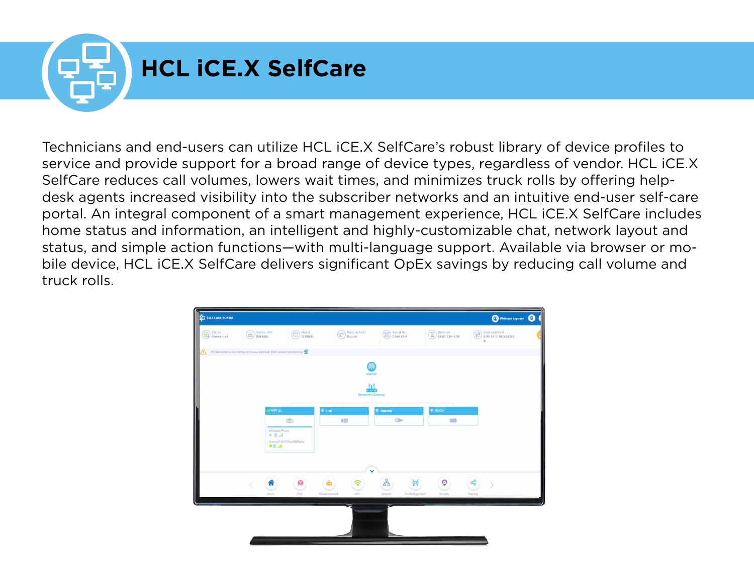# HCL iCE.X SelfCare

Technicians and end-users can utilize HCL iCE.X SelfCare's robust library of device profiles to service and provide support for a broad range of device types, regardless of vendor. HCL iCE.X SelfCare reduces call volumes, lowers wait times, and minimizes truck rolls by offering help-desk agents increased visibility into the subscriber networks and an intuitive end-user self-care portal. An integral component of a smart management experience, HCL iCE.X SelfCare includes home status and information, an intelligent and highly-customizable chat, network layout and status, and simple action functions—with multi-language support. Available via browser or mobile device, HCL iCE.X SelfCare delivers significant OpEx savings by reducing call volume and truck rolls.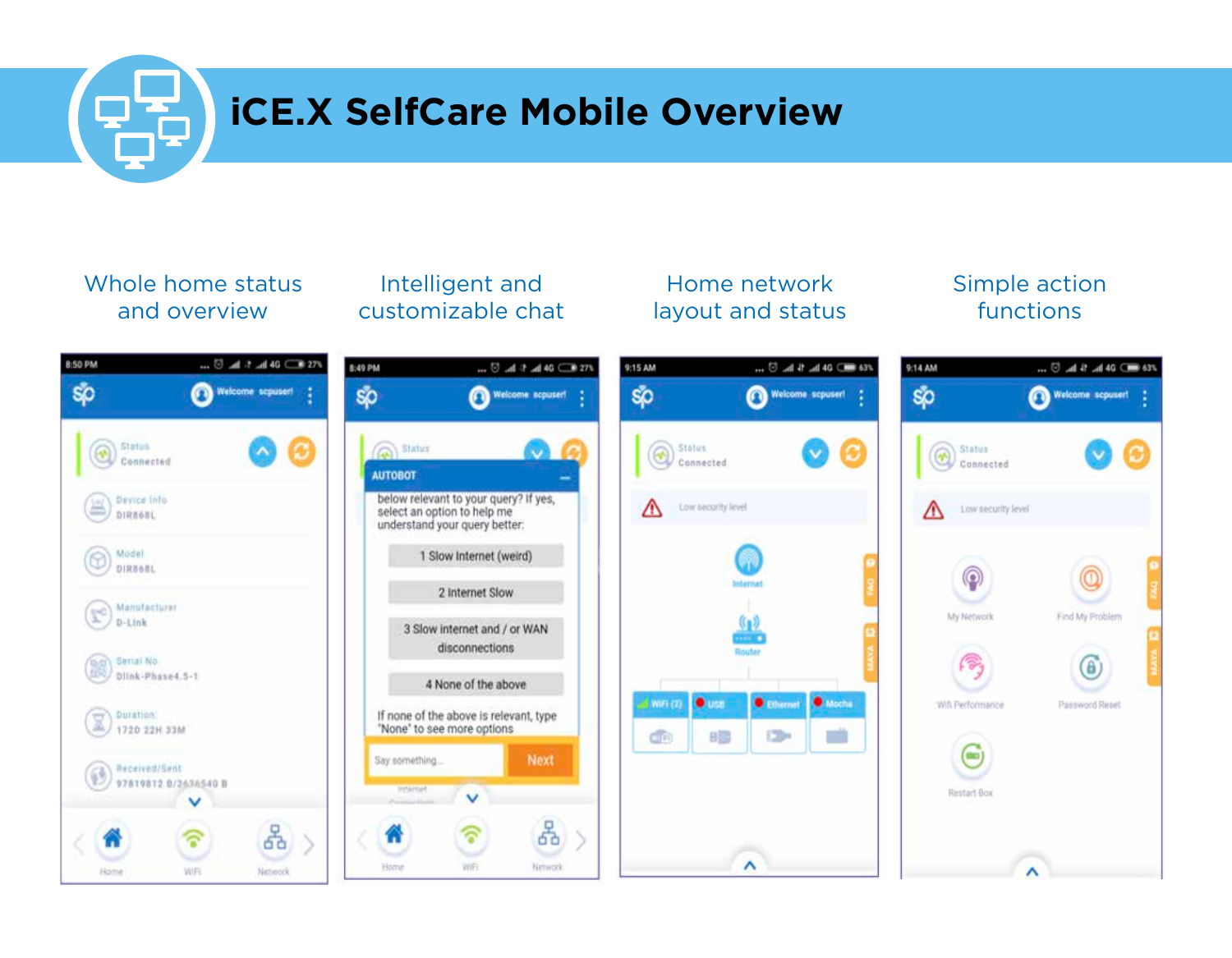# iCE.X SelfCare Mobile Overview

Whole home status and overview

Intelligent and customizable chat

Home network layout and status

Simple action functions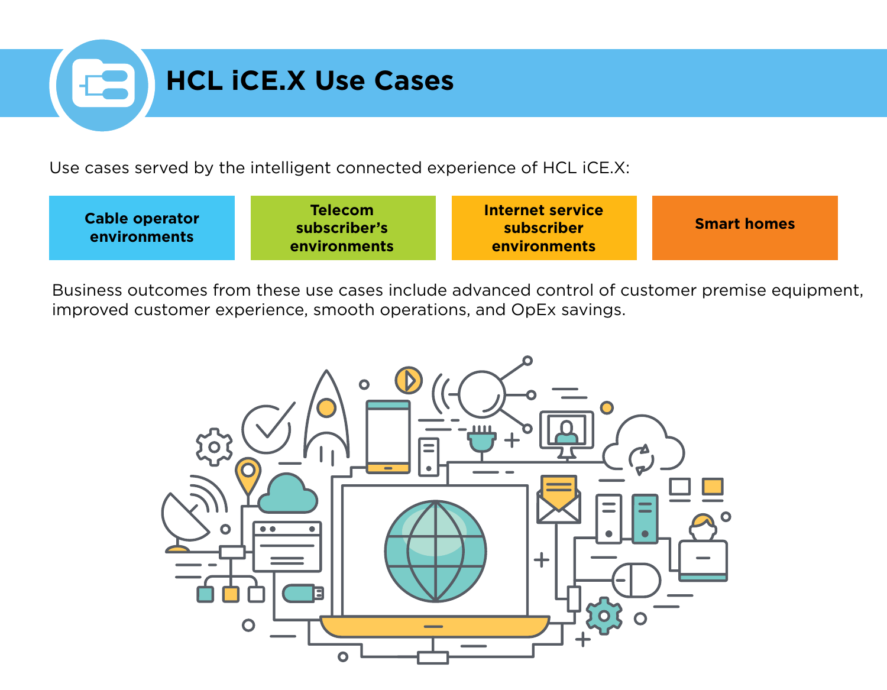# HCL iCE.X Use Cases

Use cases served by the intelligent connected experience of HCL iCE.X:

- **Cable operator environments**
- **Telecom subscriber's environments**
- **Internet service subscriber environments**
- **Smart homes**

Business outcomes from these use cases include advanced control of customer premise equipment, improved customer experience, smooth operations, and OpEx savings.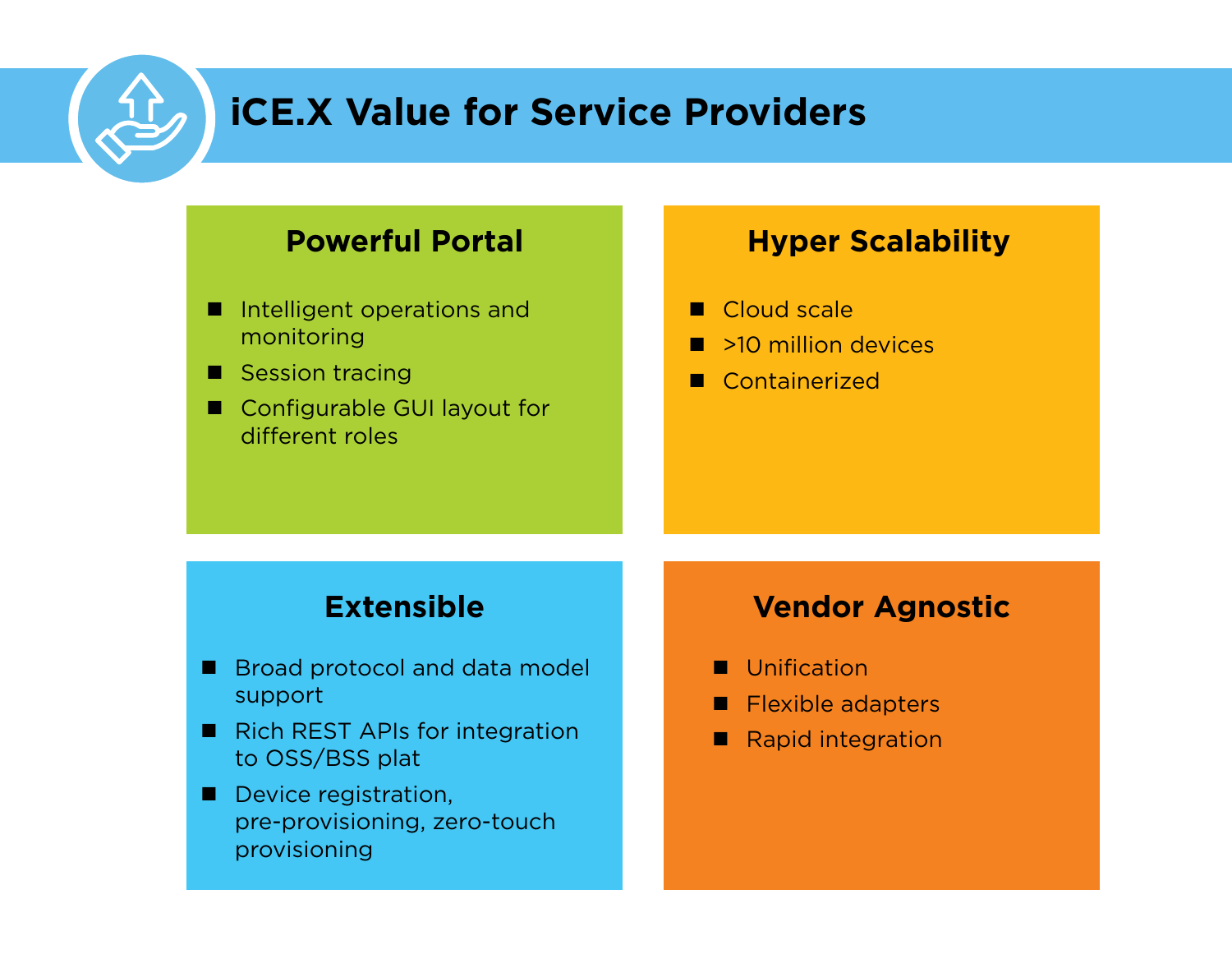# iCE.X Value for Service Providers

## Powerful Portal

- Intelligent operations and monitoring
- Session tracing
- Configurable GUI layout for different roles

## Hyper Scalability

- Cloud scale
- >10 million devices
- Containerized

## Extensible

- Broad protocol and data model support
- Rich REST APIs for integration to OSS/BSS plat
- Device registration, pre-provisioning, zero-touch provisioning

## Vendor Agnostic

- Unification
- Flexible adapters
- Rapid integration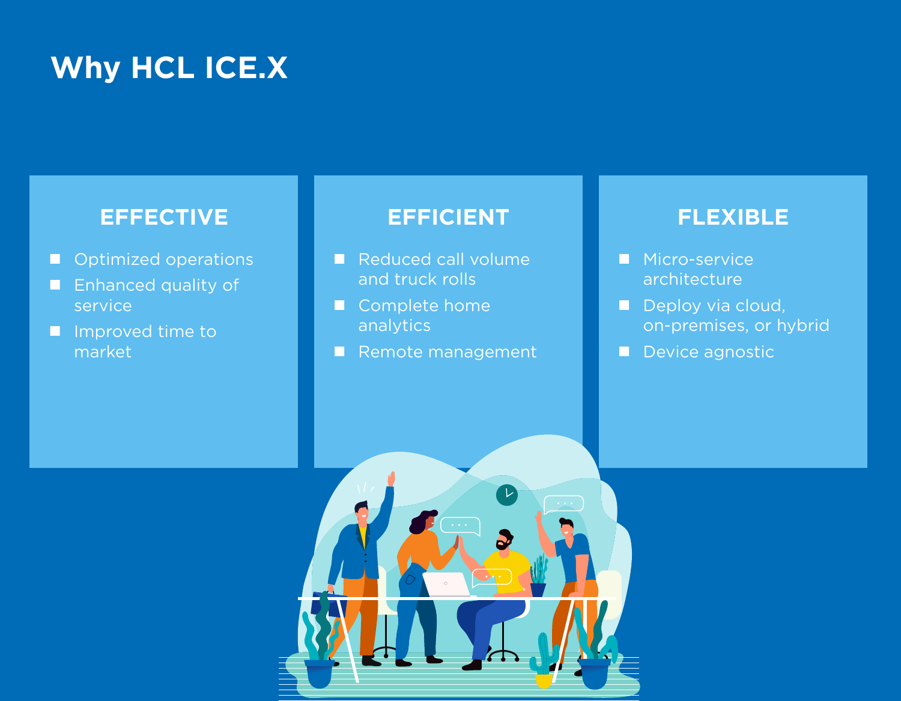# Why HCL ICE.X

## EFFECTIVE

- Optimized operations
- Enhanced quality of service
- Improved time to market

## EFFICIENT

- Reduced call volume and truck rolls
- Complete home analytics
- Remote management

## FLEXIBLE

- Micro-service architecture
- Deploy via cloud, on-premises, or hybrid
- Device agnostic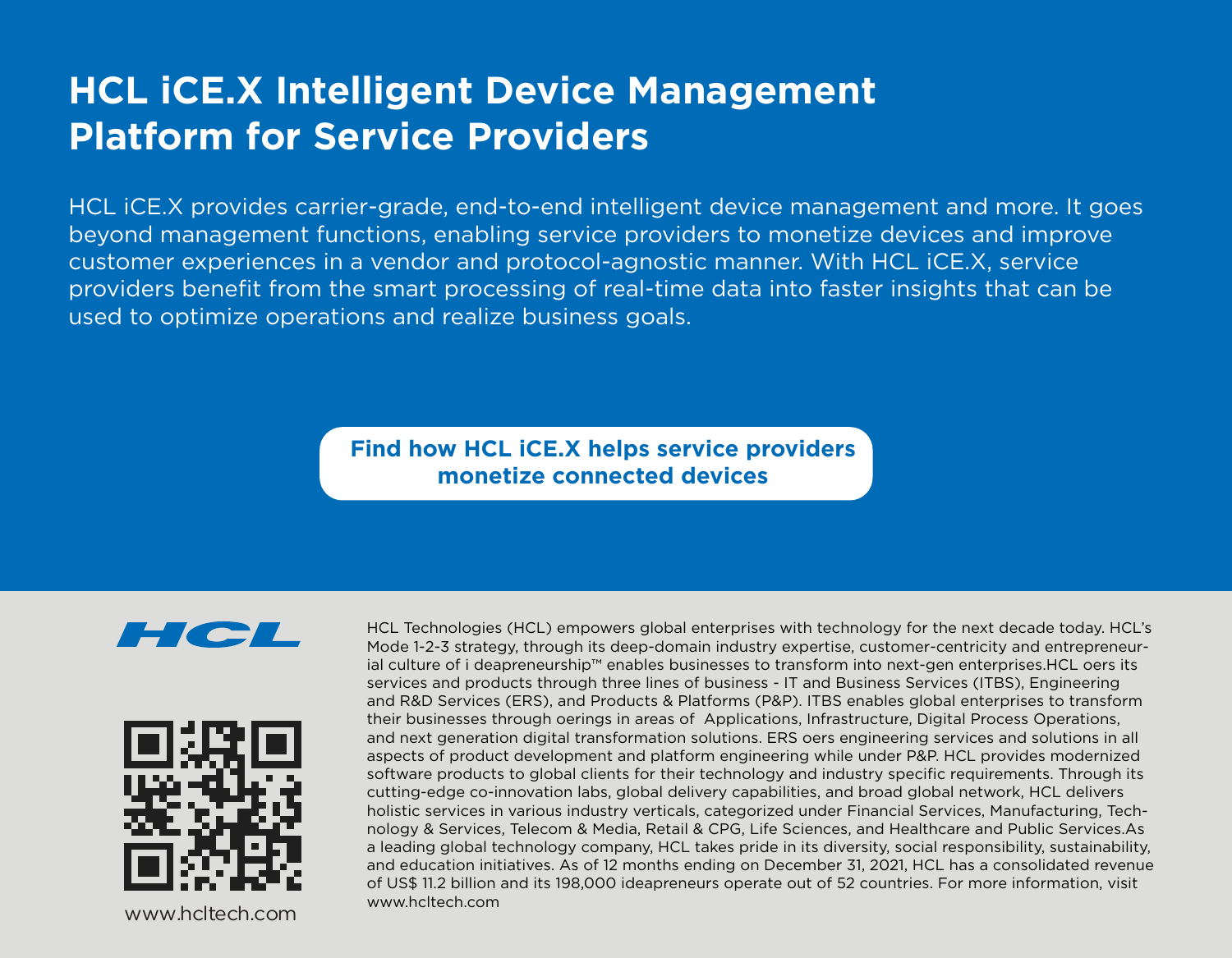# HCL iCE.X Intelligent Device Management Platform for Service Providers

HCL iCE.X provides carrier-grade, end-to-end intelligent device management and more. It goes beyond management functions, enabling service providers to monetize devices and improve customer experiences in a vendor and protocol-agnostic manner. With HCL iCE.X, service providers benefit from the smart processing of real-time data into faster insights that can be used to optimize operations and realize business goals.

**Find how HCL iCE.X helps service providers monetize connected devices**

HCL

www.hcltech.com

HCL Technologies (HCL) empowers global enterprises with technology for the next decade today. HCL's Mode 1-2-3 strategy, through its deep-domain industry expertise, customer-centricity and entrepreneurial culture of i deapreneurship™ enables businesses to transform into next-gen enterprises.HCL oers its services and products through three lines of business - IT and Business Services (ITBS), Engineering and R&D Services (ERS), and Products & Platforms (P&P). ITBS enables global enterprises to transform their businesses through oerings in areas of Applications, Infrastructure, Digital Process Operations, and next generation digital transformation solutions. ERS oers engineering services and solutions in all aspects of product development and platform engineering while under P&P. HCL provides modernized software products to global clients for their technology and industry specific requirements. Through its cutting-edge co-innovation labs, global delivery capabilities, and broad global network, HCL delivers holistic services in various industry verticals, categorized under Financial Services, Manufacturing, Technology & Services, Telecom & Media, Retail & CPG, Life Sciences, and Healthcare and Public Services.As a leading global technology company, HCL takes pride in its diversity, social responsibility, sustainability, and education initiatives. As of 12 months ending on December 31, 2021, HCL has a consolidated revenue of US$ 11.2 billion and its 198,000 ideapreneurs operate out of 52 countries. For more information, visit www.hcltech.com